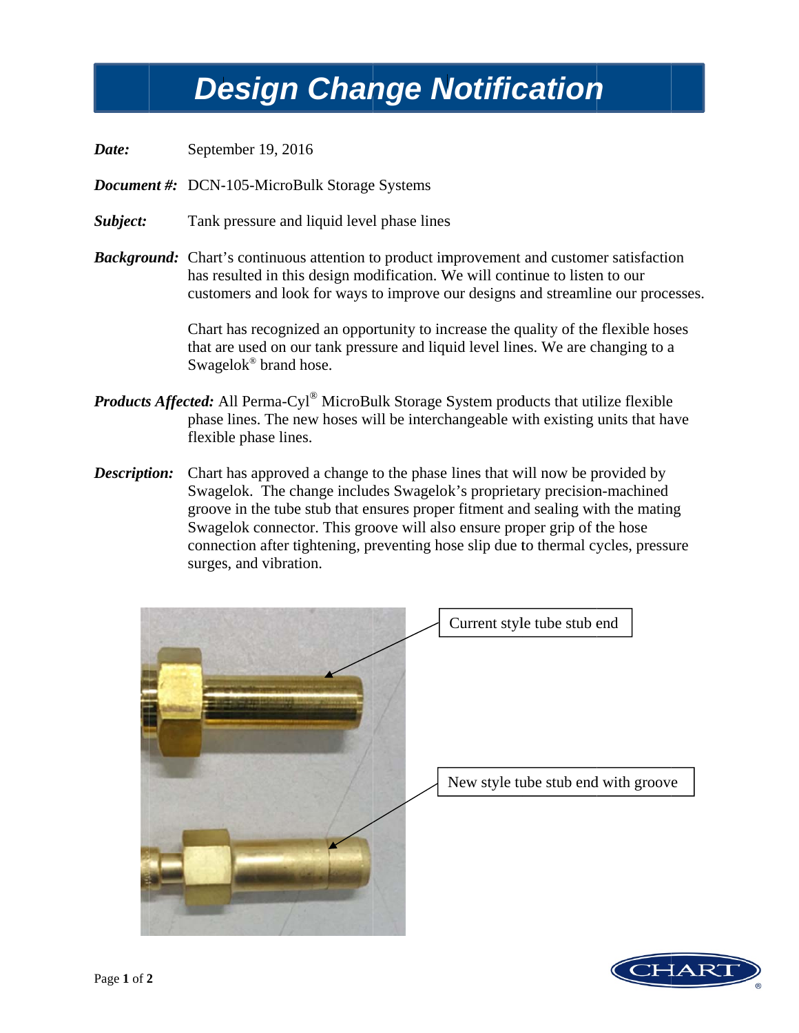# Design Change Notification

***Date:*** September 19, 2016

***Document #:*** DCN-105-MicroBulk Storage Systems

***Subject:*** Tank pressure and liquid level phase lines

***Background:*** Chart's continuous attention to product improvement and customer satisfaction has resulted in this design modification. We will continue to listen to our customers and look for ways to improve our designs and streamline our processes.

Chart has recognized an opportunity to increase the quality of the flexible hoses that are used on our tank pressure and liquid level lines. We are changing to a Swagelok® brand hose.

***Products Affected:*** All Perma-Cyl® MicroBulk Storage System products that utilize flexible phase lines. The new hoses will be interchangeable with existing units that have flexible phase lines.

***Description:*** Chart has approved a change to the phase lines that will now be provided by Swagelok. The change includes Swagelok's proprietary precision-machined groove in the tube stub that ensures proper fitment and sealing with the mating Swagelok connector. This groove will also ensure proper grip of the hose connection after tightening, preventing hose slip due to thermal cycles, pressure surges, and vibration.

Current style tube stub end

New style tube stub end with groove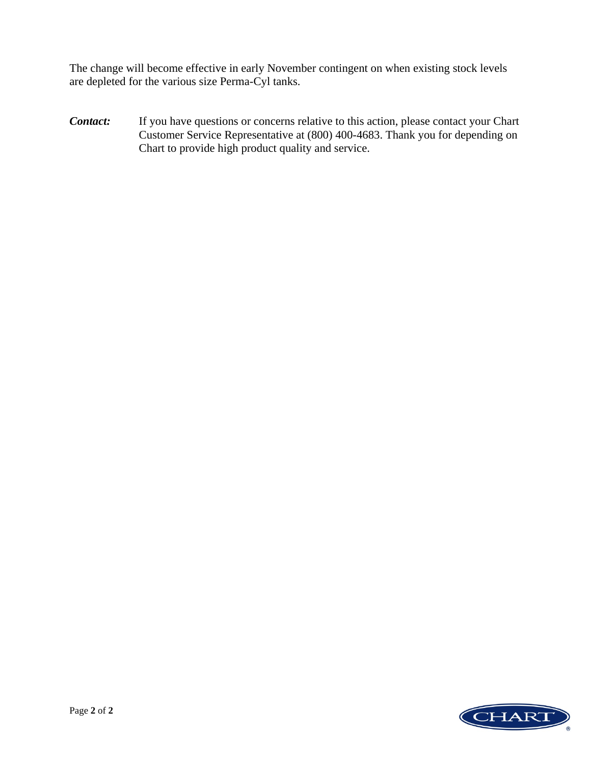The change will become effective in early November contingent on when existing stock levels are depleted for the various size Perma-Cyl tanks.

***Contact:*** If you have questions or concerns relative to this action, please contact your Chart Customer Service Representative at (800) 400-4683. Thank you for depending on Chart to provide high product quality and service.